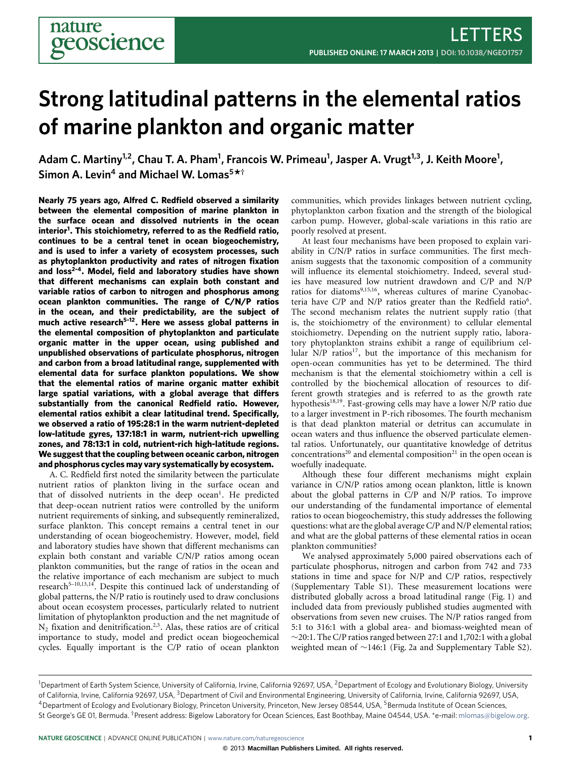# Strong latitudinal patterns in the elemental ratios of marine plankton and organic matter

Adam C. Martiny[1,2], Chau T. A. Pham[1], Francois W. Primeau[1], Jasper A. Vrugt[1,3], J. Keith Moore[1], Simon A. Levin[4] and Michael W. Lomas[5]*†

**Nearly 75 years ago, Alfred C. Redfield observed a similarity between the elemental composition of marine plankton in the surface ocean and dissolved nutrients in the ocean interior[1]. This stoichiometry, referred to as the Redfield ratio, continues to be a central tenet in ocean biogeochemistry, and is used to infer a variety of ecosystem processes, such as phytoplankton productivity and rates of nitrogen fixation and loss[2–4]. Model, field and laboratory studies have shown that different mechanisms can explain both constant and variable ratios of carbon to nitrogen and phosphorus among ocean plankton communities. The range of C/N/P ratios in the ocean, and their predictability, are the subject of much active research[5–12]. Here we assess global patterns in the elemental composition of phytoplankton and particulate organic matter in the upper ocean, using published and unpublished observations of particulate phosphorus, nitrogen and carbon from a broad latitudinal range, supplemented with elemental data for surface plankton populations. We show that the elemental ratios of marine organic matter exhibit large spatial variations, with a global average that differs substantially from the canonical Redfield ratio. However, elemental ratios exhibit a clear latitudinal trend. Specifically, we observed a ratio of 195:28:1 in the warm nutrient-depleted low-latitude gyres, 137:18:1 in warm, nutrient-rich upwelling zones, and 78:13:1 in cold, nutrient-rich high-latitude regions. We suggest that the coupling between oceanic carbon, nitrogen and phosphorus cycles may vary systematically by ecosystem.**

A. C. Redfield first noted the similarity between the particulate nutrient ratios of plankton living in the surface ocean and that of dissolved nutrients in the deep ocean[1]. He predicted that deep-ocean nutrient ratios were controlled by the uniform nutrient requirements of sinking, and subsequently remineralized, surface plankton. This concept remains a central tenet in our understanding of ocean biogeochemistry. However, model, field and laboratory studies have shown that different mechanisms can explain both constant and variable C/N/P ratios among ocean plankton communities, but the range of ratios in the ocean and the relative importance of each mechanism are subject to much research[5–10,13,14]. Despite this continued lack of understanding of global patterns, the N/P ratio is routinely used to draw conclusions about ocean ecosystem processes, particularly related to nutrient limitation of phytoplankton production and the net magnitude of $N_2$ fixation and denitrification.[2,3]. Alas, these ratios are of critical importance to study, model and predict ocean biogeochemical cycles. Equally important is the C/P ratio of ocean plankton communities, which provides linkages between nutrient cycling, phytoplankton carbon fixation and the strength of the biological carbon pump. However, global-scale variations in this ratio are poorly resolved at present.

At least four mechanisms have been proposed to explain variability in C/N/P ratios in surface communities. The first mechanism suggests that the taxonomic composition of a community will influence its elemental stoichiometry. Indeed, several studies have measured low nutrient drawdown and C/P and N/P ratios for diatoms[9,15,16], whereas cultures of marine Cyanobacteria have C/P and N/P ratios greater than the Redfield ratio[6]. The second mechanism relates the nutrient supply ratio (that is, the stoichiometry of the environment) to cellular elemental stoichiometry. Depending on the nutrient supply ratio, laboratory phytoplankton strains exhibit a range of equilibrium cellular N/P ratios[17], but the importance of this mechanism for open-ocean communities has yet to be determined. The third mechanism is that the elemental stoichiometry within a cell is controlled by the biochemical allocation of resources to different growth strategies and is referred to as the growth rate hypothesis[18,19]. Fast-growing cells may have a lower N/P ratio due to a larger investment in P-rich ribosomes. The fourth mechanism is that dead plankton material or detritus can accumulate in ocean waters and thus influence the observed particulate elemental ratios. Unfortunately, our quantitative knowledge of detritus concentrations[20] and elemental composition[21] in the open ocean is woefully inadequate.

Although these four different mechanisms might explain variance in C/N/P ratios among ocean plankton, little is known about the global patterns in C/P and N/P ratios. To improve our understanding of the fundamental importance of elemental ratios to ocean biogeochemistry, this study addresses the following questions: what are the global average C/P and N/P elemental ratios; and what are the global patterns of these elemental ratios in ocean plankton communities?

We analysed approximately 5,000 paired observations each of particulate phosphorus, nitrogen and carbon from 742 and 733 stations in time and space for N/P and C/P ratios, respectively (Supplementary Table S1). These measurement locations were distributed globally across a broad latitudinal range (Fig. 1) and included data from previously published studies augmented with observations from seven new cruises. The N/P ratios ranged from 5:1 to 316:1 with a global area- and biomass-weighted mean of ~20:1. The C/P ratios ranged between 27:1 and 1,702:1 with a global weighted mean of ~146:1 (Fig. 2a and Supplementary Table S2).

[1]Department of Earth System Science, University of California, Irvine, California 92697, USA, [2]Department of Ecology and Evolutionary Biology, University of California, Irvine, California 92697, USA, [3]Department of Civil and Environmental Engineering, University of California, Irvine, California 92697, USA, [4]Department of Ecology and Evolutionary Biology, Princeton University, Princeton, New Jersey 08544, USA, [5]Bermuda Institute of Ocean Sciences, St George's GE 01, Bermuda. †Present address: Bigelow Laboratory for Ocean Sciences, East Boothbay, Maine 04544, USA. *e-mail: mlomas@bigelow.org.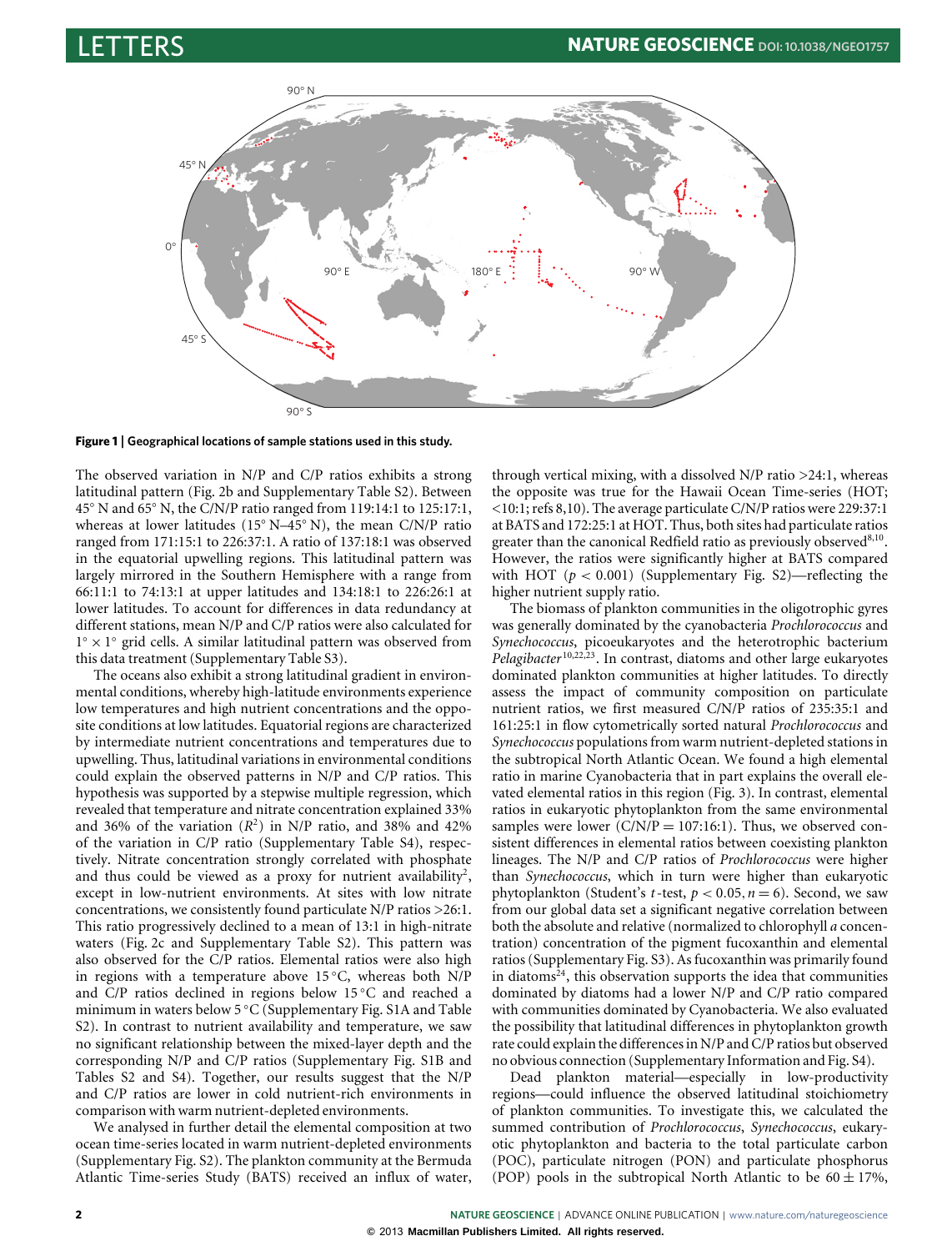**Figure 1 | Geographical locations of sample stations used in this study.**

The observed variation in N/P and C/P ratios exhibits a strong latitudinal pattern (Fig. 2b and Supplementary Table S2). Between 45° N and 65° N, the C/N/P ratio ranged from 119:14:1 to 125:17:1, whereas at lower latitudes (15° N–45° N), the mean C/N/P ratio ranged from 171:15:1 to 226:37:1. A ratio of 137:18:1 was observed in the equatorial upwelling regions. This latitudinal pattern was largely mirrored in the Southern Hemisphere with a range from 66:11:1 to 74:13:1 at upper latitudes and 134:18:1 to 226:26:1 at lower latitudes. To account for differences in data redundancy at different stations, mean N/P and C/P ratios were also calculated for 1° × 1° grid cells. A similar latitudinal pattern was observed from this data treatment (Supplementary Table S3).

The oceans also exhibit a strong latitudinal gradient in environmental conditions, whereby high-latitude environments experience low temperatures and high nutrient concentrations and the opposite conditions at low latitudes. Equatorial regions are characterized by intermediate nutrient concentrations and temperatures due to upwelling. Thus, latitudinal variations in environmental conditions could explain the observed patterns in N/P and C/P ratios. This hypothesis was supported by a stepwise multiple regression, which revealed that temperature and nitrate concentration explained 33% and 36% of the variation ($R^2$) in N/P ratio, and 38% and 42% of the variation in C/P ratio (Supplementary Table S4), respectively. Nitrate concentration strongly correlated with phosphate and thus could be viewed as a proxy for nutrient availability[2], except in low-nutrient environments. At sites with low nitrate concentrations, we consistently found particulate N/P ratios >26:1. This ratio progressively declined to a mean of 13:1 in high-nitrate waters (Fig. 2c and Supplementary Table S2). This pattern was also observed for the C/P ratios. Elemental ratios were also high in regions with a temperature above 15 °C, whereas both N/P and C/P ratios declined in regions below 15 °C and reached a minimum in waters below 5 °C (Supplementary Fig. S1A and Table S2). In contrast to nutrient availability and temperature, we saw no significant relationship between the mixed-layer depth and the corresponding N/P and C/P ratios (Supplementary Fig. S1B and Tables S2 and S4). Together, our results suggest that the N/P and C/P ratios are lower in cold nutrient-rich environments in comparison with warm nutrient-depleted environments.

We analysed in further detail the elemental composition at two ocean time-series located in warm nutrient-depleted environments (Supplementary Fig. S2). The plankton community at the Bermuda Atlantic Time-series Study (BATS) received an influx of water, through vertical mixing, with a dissolved N/P ratio >24:1, whereas the opposite was true for the Hawaii Ocean Time-series (HOT; <10:1; refs 8,10). The average particulate C/N/P ratios were 229:37:1 at BATS and 172:25:1 at HOT. Thus, both sites had particulate ratios greater than the canonical Redfield ratio as previously observed[8,10]. However, the ratios were significantly higher at BATS compared with HOT ($p < 0.001$) (Supplementary Fig. S2)—reflecting the higher nutrient supply ratio.

The biomass of plankton communities in the oligotrophic gyres was generally dominated by the cyanobacteria *Prochlorococcus* and *Synechococcus*, picoeukaryotes and the heterotrophic bacterium *Pelagibacter*[10,22,23]. In contrast, diatoms and other large eukaryotes dominated plankton communities at higher latitudes. To directly assess the impact of community composition on particulate nutrient ratios, we first measured C/N/P ratios of 235:35:1 and 161:25:1 in flow cytometrically sorted natural *Prochlorococcus* and *Synechococcus* populations from warm nutrient-depleted stations in the subtropical North Atlantic Ocean. We found a high elemental ratio in marine Cyanobacteria that in part explains the overall elevated elemental ratios in this region (Fig. 3). In contrast, elemental ratios in eukaryotic phytoplankton from the same environmental samples were lower (C/N/P = 107:16:1). Thus, we observed consistent differences in elemental ratios between coexisting plankton lineages. The N/P and C/P ratios of *Prochlorococcus* were higher than *Synechococcus*, which in turn were higher than eukaryotic phytoplankton (Student's $t$-test, $p < 0.05$, $n = 6$). Second, we saw from our global data set a significant negative correlation between both the absolute and relative (normalized to chlorophyll *a* concentration) concentration of the pigment fucoxanthin and elemental ratios (Supplementary Fig. S3). As fucoxanthin was primarily found in diatoms[24], this observation supports the idea that communities dominated by diatoms had a lower N/P and C/P ratio compared with communities dominated by Cyanobacteria. We also evaluated the possibility that latitudinal differences in phytoplankton growth rate could explain the differences in N/P and C/P ratios but observed no obvious connection (Supplementary Information and Fig. S4).

Dead plankton material—especially in low-productivity regions—could influence the observed latitudinal stoichiometry of plankton communities. To investigate this, we calculated the summed contribution of *Prochlorococcus*, *Synechococcus*, eukaryotic phytoplankton and bacteria to the total particulate carbon (POC), particulate nitrogen (PON) and particulate phosphorus (POP) pools in the subtropical North Atlantic to be 60 ± 17%,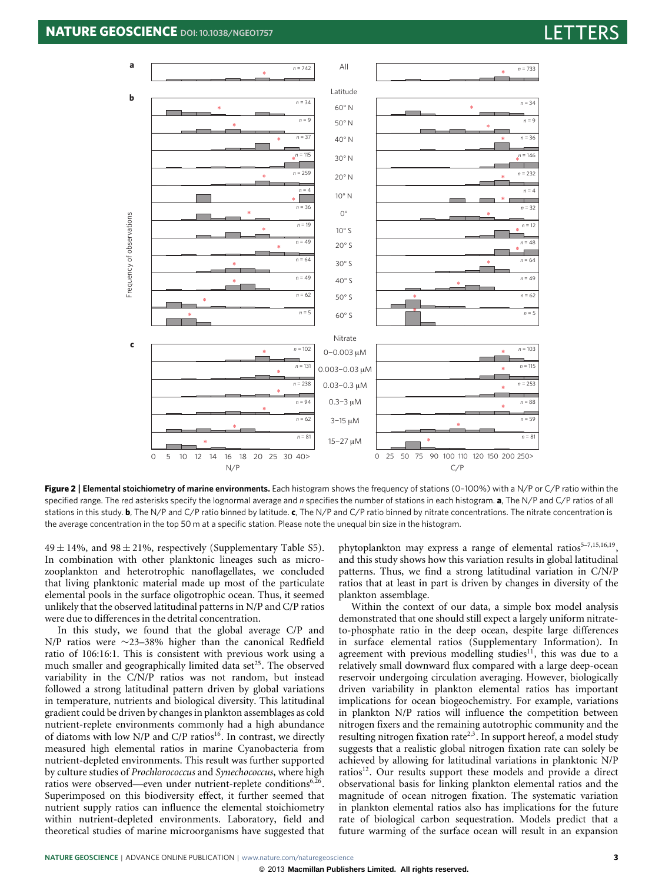**Figure 2 | Elemental stoichiometry of marine environments.** Each histogram shows the frequency of stations (0–100%) with a N/P or C/P ratio within the specified range. The red asterisks specify the lognormal average and *n* specifies the number of stations in each histogram. **a**, The N/P and C/P ratios of all stations in this study. **b**, The N/P and C/P ratio binned by latitude. **c**, The N/P and C/P ratio binned by nitrate concentrations. The nitrate concentration is the average concentration in the top 50 m at a specific station. Please note the unequal bin size in the histogram.

49 ± 14%, and 98 ± 21%, respectively (Supplementary Table S5). In combination with other planktonic lineages such as microzooplankton and heterotrophic nanoflagellates, we concluded that living planktonic material made up most of the particulate elemental pools in the surface oligotrophic ocean. Thus, it seemed unlikely that the observed latitudinal patterns in N/P and C/P ratios were due to differences in the detrital concentration.

In this study, we found that the global average C/P and N/P ratios were ~23–38% higher than the canonical Redfield ratio of 106:16:1. This is consistent with previous work using a much smaller and geographically limited data set[25]. The observed variability in the C/N/P ratios was not random, but instead followed a strong latitudinal pattern driven by global variations in temperature, nutrients and biological diversity. This latitudinal gradient could be driven by changes in plankton assemblages as cold nutrient-replete environments commonly had a high abundance of diatoms with low N/P and C/P ratios[16]. In contrast, we directly measured high elemental ratios in marine Cyanobacteria from nutrient-depleted environments. This result was further supported by culture studies of *Prochlorococcus* and *Synechococcus*, where high ratios were observed—even under nutrient-replete conditions[6,26]. Superimposed on this biodiversity effect, it further seemed that nutrient supply ratios can influence the elemental stoichiometry within nutrient-depleted environments. Laboratory, field and theoretical studies of marine microorganisms have suggested that phytoplankton may express a range of elemental ratios[5–7,15,16,19], and this study shows how this variation results in global latitudinal patterns. Thus, we find a strong latitudinal variation in C/N/P ratios that at least in part is driven by changes in diversity of the plankton assemblage.

Within the context of our data, a simple box model analysis demonstrated that one should still expect a largely uniform nitrate-to-phosphate ratio in the deep ocean, despite large differences in surface elemental ratios (Supplementary Information). In agreement with previous modelling studies[11], this was due to a relatively small downward flux compared with a large deep-ocean reservoir undergoing circulation averaging. However, biologically driven variability in plankton elemental ratios has important implications for ocean biogeochemistry. For example, variations in plankton N/P ratios will influence the competition between nitrogen fixers and the remaining autotrophic community and the resulting nitrogen fixation rate[2,3]. In support hereof, a model study suggests that a realistic global nitrogen fixation rate can solely be achieved by allowing for latitudinal variations in planktonic N/P ratios[12]. Our results support these models and provide a direct observational basis for linking plankton elemental ratios and the magnitude of ocean nitrogen fixation. The systematic variation in plankton elemental ratios also has implications for the future rate of biological carbon sequestration. Models predict that a future warming of the surface ocean will result in an expansion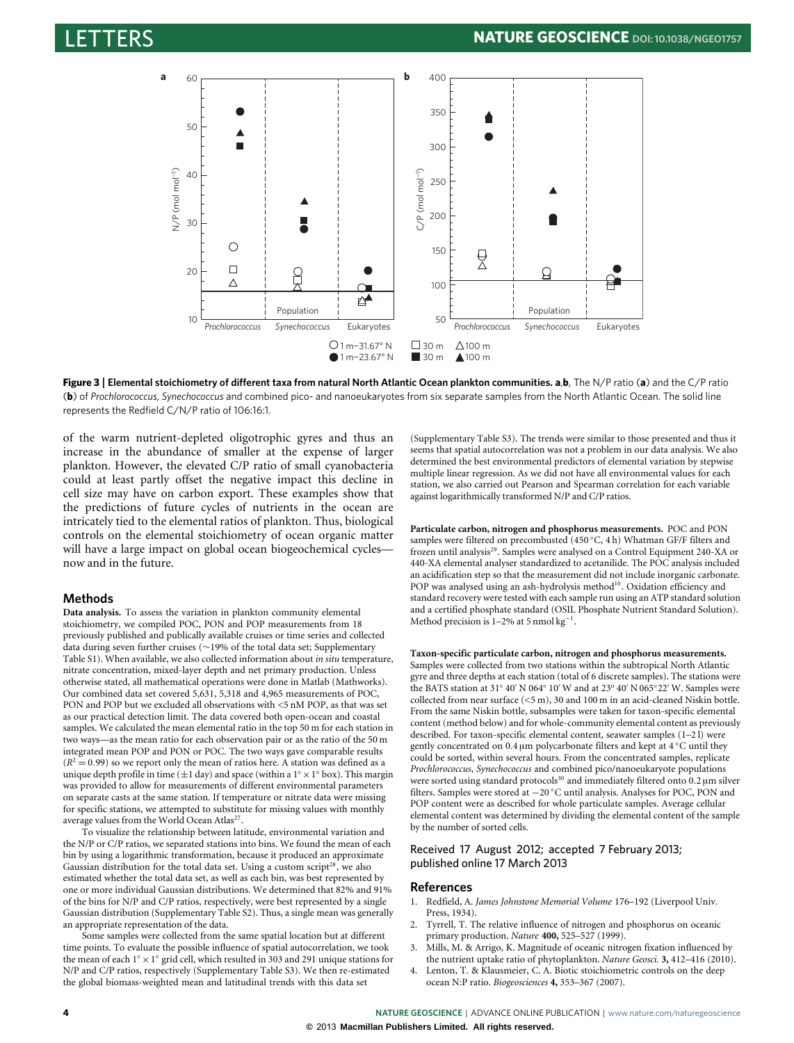**Figure 3 | Elemental stoichiometry of different taxa from natural North Atlantic Ocean plankton communities. a**,**b**, The N/P ratio (**a**) and the C/P ratio (**b**) of *Prochlorococcus, Synechococcus* and combined pico- and nanoeukaryotes from six separate samples from the North Atlantic Ocean. The solid line represents the Redfield C/N/P ratio of 106:16:1.

of the warm nutrient-depleted oligotrophic gyres and thus an increase in the abundance of smaller at the expense of larger plankton. However, the elevated C/P ratio of small cyanobacteria could at least partly offset the negative impact this decline in cell size may have on carbon export. These examples show that the predictions of future cycles of nutrients in the ocean are intricately tied to the elemental ratios of plankton. Thus, biological controls on the elemental stoichiometry of ocean organic matter will have a large impact on global ocean biogeochemical cycles—now and in the future.

## Methods

**Data analysis.** To assess the variation in plankton community elemental stoichiometry, we compiled POC, PON and POP measurements from 18 previously published and publically available cruises or time series and collected data during seven further cruises (~19% of the total data set; Supplementary Table S1). When available, we also collected information about *in situ* temperature, nitrate concentration, mixed-layer depth and net primary production. Unless otherwise stated, all mathematical operations were done in Matlab (Mathworks). Our combined data set covered 5,631, 5,318 and 4,965 measurements of POC, PON and POP but we excluded all observations with <5 nM POP, as that was set as our practical detection limit. The data covered both open-ocean and coastal samples. We calculated the mean elemental ratio in the top 50 m for each station in two ways—as the mean ratio for each observation pair or as the ratio of the 50 m integrated mean POP and PON or POC. The two ways gave comparable results ($R^2 = 0.99$) so we report only the mean of ratios here. A station was defined as a unique depth profile in time (±1 day) and space (within a $1^\circ \times 1^\circ$ box). This margin was provided to allow for measurements of different environmental parameters on separate casts at the same station. If temperature or nitrate data were missing for specific stations, we attempted to substitute for missing values with monthly average values from the World Ocean Atlas[27].

To visualize the relationship between latitude, environmental variation and the N/P or C/P ratios, we separated stations into bins. We found the mean of each bin by using a logarithmic transformation, because it produced an approximate Gaussian distribution for the total data set. Using a custom script[28], we also estimated whether the total data set, as well as each bin, was best represented by one or more individual Gaussian distributions. We determined that 82% and 91% of the bins for N/P and C/P ratios, respectively, were best represented by a single Gaussian distribution (Supplementary Table S2). Thus, a single mean was generally an appropriate representation of the data.

Some samples were collected from the same spatial location but at different time points. To evaluate the possible influence of spatial autocorrelation, we took the mean of each $1^\circ \times 1^\circ$ grid cell, which resulted in 303 and 291 unique stations for N/P and C/P ratios, respectively (Supplementary Table S3). We then re-estimated the global biomass-weighted mean and latitudinal trends with this data set (Supplementary Table S3). The trends were similar to those presented and thus it seems that spatial autocorrelation was not a problem in our data analysis. We also determined the best environmental predictors of elemental variation by stepwise multiple linear regression. As we did not have all environmental values for each station, we also carried out Pearson and Spearman correlation for each variable against logarithmically transformed N/P and C/P ratios.

**Particulate carbon, nitrogen and phosphorus measurements.** POC and PON samples were filtered on precombusted (450 °C, 4 h) Whatman GF/F filters and frozen until analysis[29]. Samples were analysed on a Control Equipment 240-XA or 440-XA elemental analyser standardized to acetanilide. The POC analysis included an acidification step so that the measurement did not include inorganic carbonate. POP was analysed using an ash-hydrolysis method[10]. Oxidation efficiency and standard recovery were tested with each sample run using an ATP standard solution and a certified phosphate standard (OSIL Phosphate Nutrient Standard Solution). Method precision is 1–2% at 5 nmol kg$^{-1}$.

**Taxon-specific particulate carbon, nitrogen and phosphorus measurements.** Samples were collected from two stations within the subtropical North Atlantic gyre and three depths at each station (total of 6 discrete samples). The stations were the BATS station at 31° 40′ N 064° 10′ W and at 23° 40′ N 065° 22′ W. Samples were collected from near surface (<5 m), 30 and 100 m in an acid-cleaned Niskin bottle. From the same Niskin bottle, subsamples were taken for taxon-specific elemental content (method below) and for whole-community elemental content as previously described. For taxon-specific elemental content, seawater samples (1–2 l) were gently concentrated on 0.4 μm polycarbonate filters and kept at 4 °C until they could be sorted, within several hours. From the concentrated samples, replicate *Prochlorococcus*, *Synechococcus* and combined pico/nanoeukaryote populations were sorted using standard protocols[30] and immediately filtered onto 0.2 μm silver filters. Samples were stored at −20 °C until analysis. Analyses for POC, PON and POP content were as described for whole particulate samples. Average cellular elemental content was determined by dividing the elemental content of the sample by the number of sorted cells.

Received 17 August 2012; accepted 7 February 2013; published online 17 March 2013

## References

1. Redfield, A. *James Johnstone Memorial Volume* 176–192 (Liverpool Univ. Press, 1934).
2. Tyrrell, T. The relative influence of nitrogen and phosphorus on oceanic primary production. *Nature* **400,** 525–527 (1999).
3. Mills, M. & Arrigo, K. Magnitude of oceanic nitrogen fixation influenced by the nutrient uptake ratio of phytoplankton. *Nature Geosci.* **3,** 412–416 (2010).
4. Lenton, T. & Klausmeier, C. A. Biotic stoichiometric controls on the deep ocean N:P ratio. *Biogeosciences* **4,** 353–367 (2007).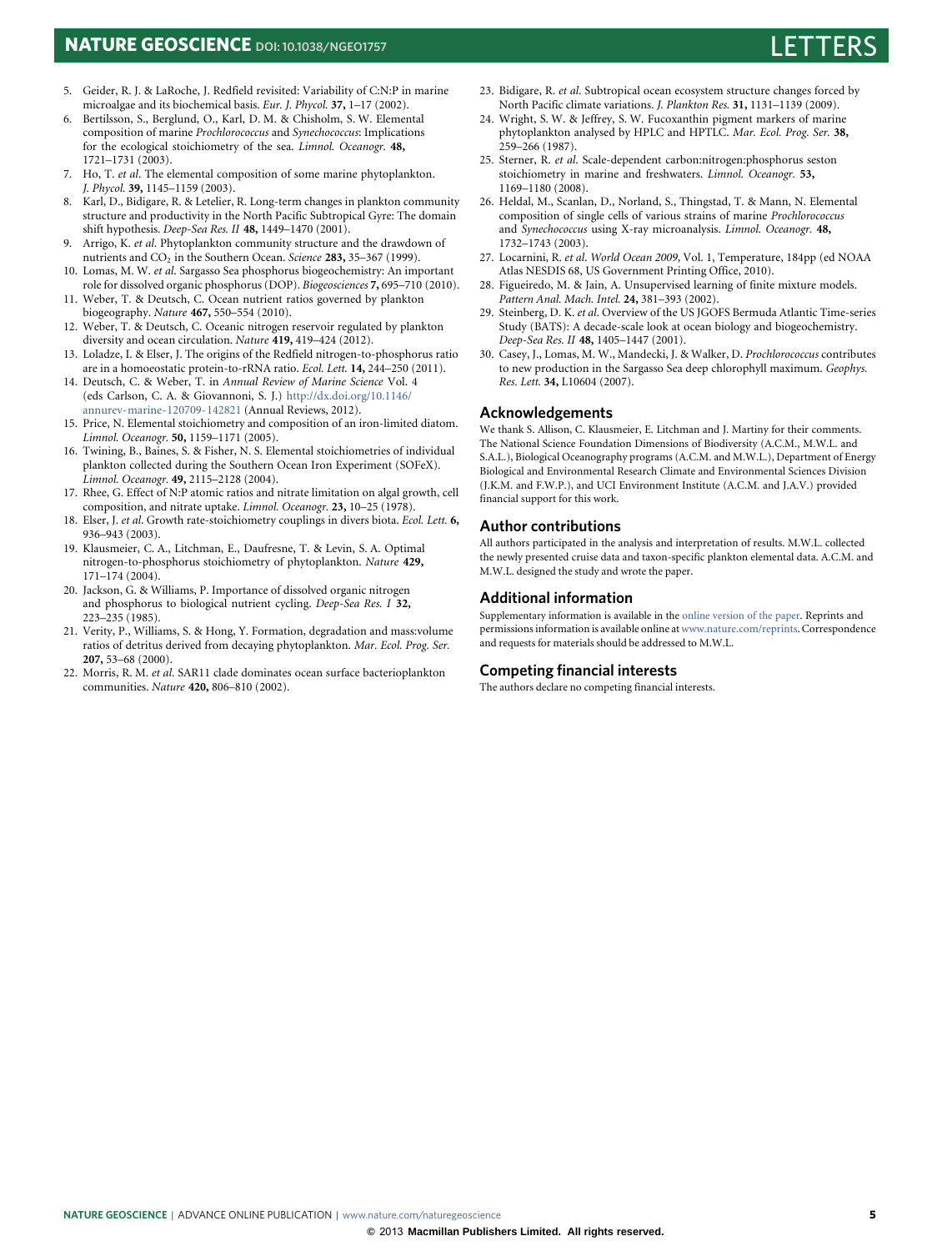5. Geider, R. J. & LaRoche, J. Redfield revisited: Variability of C:N:P in marine microalgae and its biochemical basis. *Eur. J. Phycol.* **37,** 1–17 (2002).
6. Bertilsson, S., Berglund, O., Karl, D. M. & Chisholm, S. W. Elemental composition of marine *Prochlorococcus* and *Synechococcus*: Implications for the ecological stoichiometry of the sea. *Limnol. Oceanogr.* **48,** 1721–1731 (2003).
7. Ho, T. *et al*. The elemental composition of some marine phytoplankton. *J. Phycol.* **39,** 1145–1159 (2003).
8. Karl, D., Bidigare, R. & Letelier, R. Long-term changes in plankton community structure and productivity in the North Pacific Subtropical Gyre: The domain shift hypothesis. *Deep-Sea Res. II* **48,** 1449–1470 (2001).
9. Arrigo, K. *et al*. Phytoplankton community structure and the drawdown of nutrients and $CO_2$ in the Southern Ocean. *Science* **283,** 35–367 (1999).
10. Lomas, M. W. *et al*. Sargasso Sea phosphorus biogeochemistry: An important role for dissolved organic phosphorus (DOP). *Biogeosciences* **7,** 695–710 (2010).
11. Weber, T. & Deutsch, C. Ocean nutrient ratios governed by plankton biogeography. *Nature* **467,** 550–554 (2010).
12. Weber, T. & Deutsch, C. Oceanic nitrogen reservoir regulated by plankton diversity and ocean circulation. *Nature* **419,** 419–424 (2012).
13. Loladze, I. & Elser, J. The origins of the Redfield nitrogen-to-phosphorus ratio are in a homoeostatic protein-to-rRNA ratio. *Ecol. Lett.* **14,** 244–250 (2011).
14. Deutsch, C. & Weber, T. in *Annual Review of Marine Science* Vol. 4 (eds Carlson, C. A. & Giovannoni, S. J.) http://dx.doi.org/10.1146/annurev-marine-120709-142821 (Annual Reviews, 2012).
15. Price, N. Elemental stoichiometry and composition of an iron-limited diatom. *Limnol. Oceanogr.* **50,** 1159–1171 (2005).
16. Twining, B., Baines, S. & Fisher, N. S. Elemental stoichiometries of individual plankton collected during the Southern Ocean Iron Experiment (SOFeX). *Limnol. Oceanogr.* **49,** 2115–2128 (2004).
17. Rhee, G. Effect of N:P atomic ratios and nitrate limitation on algal growth, cell composition, and nitrate uptake. *Limnol. Oceanogr.* **23,** 10–25 (1978).
18. Elser, J. *et al*. Growth rate-stoichiometry couplings in divers biota. *Ecol. Lett.* **6,** 936–943 (2003).
19. Klausmeier, C. A., Litchman, E., Daufresne, T. & Levin, S. A. Optimal nitrogen-to-phosphorus stoichiometry of phytoplankton. *Nature* **429,** 171–174 (2004).
20. Jackson, G. & Williams, P. Importance of dissolved organic nitrogen and phosphorus to biological nutrient cycling. *Deep-Sea Res. I* **32,** 223–235 (1985).
21. Verity, P., Williams, S. & Hong, Y. Formation, degradation and mass:volume ratios of detritus derived from decaying phytoplankton. *Mar. Ecol. Prog. Ser.* **207,** 53–68 (2000).
22. Morris, R. M. *et al*. SAR11 clade dominates ocean surface bacterioplankton communities. *Nature* **420,** 806–810 (2002).
23. Bidigare, R. *et al*. Subtropical ocean ecosystem structure changes forced by North Pacific climate variations. *J. Plankton Res.* **31,** 1131–1139 (2009).
24. Wright, S. W. & Jeffrey, S. W. Fucoxanthin pigment markers of marine phytoplankton analysed by HPLC and HPTLC. *Mar. Ecol. Prog. Ser.* **38,** 259–266 (1987).
25. Sterner, R. *et al*. Scale-dependent carbon:nitrogen:phosphorus seston stoichiometry in marine and freshwaters. *Limnol. Oceanogr.* **53,** 1169–1180 (2008).
26. Heldal, M., Scanlan, D., Norland, S., Thingstad, T. & Mann, N. Elemental composition of single cells of various strains of marine *Prochlorococcus* and *Synechococcus* using X-ray microanalysis. *Limnol. Oceanogr.* **48,** 1732–1743 (2003).
27. Locarnini, R. *et al*. *World Ocean 2009*, Vol. 1, Temperature, 184pp (ed NOAA Atlas NESDIS 68, US Government Printing Office, 2010).
28. Figueiredo, M. & Jain, A. Unsupervised learning of finite mixture models. *Pattern Anal. Mach. Intel.* **24,** 381–393 (2002).
29. Steinberg, D. K. *et al*. Overview of the US JGOFS Bermuda Atlantic Time-series Study (BATS): A decade-scale look at ocean biology and biogeochemistry. *Deep-Sea Res. II* **48,** 1405–1447 (2001).
30. Casey, J., Lomas, M. W., Mandecki, J. & Walker, D. *Prochlorococcus* contributes to new production in the Sargasso Sea deep chlorophyll maximum. *Geophys. Res. Lett.* **34,** L10604 (2007).

## Acknowledgements

We thank S. Allison, C. Klausmeier, E. Litchman and J. Martiny for their comments. The National Science Foundation Dimensions of Biodiversity (A.C.M., M.W.L. and S.A.L.), Biological Oceanography programs (A.C.M. and M.W.L.), Department of Energy Biological and Environmental Research Climate and Environmental Sciences Division (J.K.M. and F.W.P.), and UCI Environment Institute (A.C.M. and J.A.V.) provided financial support for this work.

## Author contributions

All authors participated in the analysis and interpretation of results. M.W.L. collected the newly presented cruise data and taxon-specific plankton elemental data. A.C.M. and M.W.L. designed the study and wrote the paper.

## Additional information

Supplementary information is available in the online version of the paper. Reprints and permissions information is available online at www.nature.com/reprints. Correspondence and requests for materials should be addressed to M.W.L.

## Competing financial interests

The authors declare no competing financial interests.